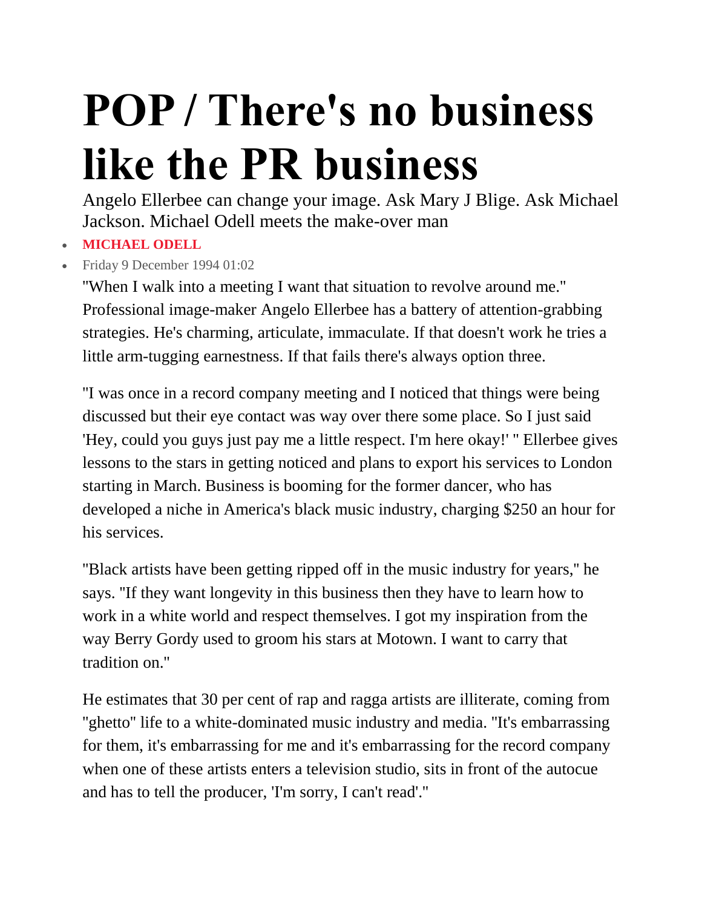# POP / There's no business like the PR business

Angelo Ellerbee can change your image. Ask Mary J Blige. Ask Michael Jackson. Michael Odell meets the make-over man

- **MICHAEL ODELL**
- Friday 9 December 1994 01:02

"When I walk into a meeting I want that situation to revolve around me." Professional image-maker Angelo Ellerbee has a battery of attention-grabbing strategies. He's charming, articulate, immaculate. If that doesn't work he tries a little arm-tugging earnestness. If that fails there's always option three.

"I was once in a record company meeting and I noticed that things were being discussed but their eye contact was way over there some place. So I just said 'Hey, could you guys just pay me a little respect. I'm here okay!' " Ellerbee gives lessons to the stars in getting noticed and plans to export his services to London starting in March. Business is booming for the former dancer, who has developed a niche in America's black music industry, charging $250 an hour for his services.

"Black artists have been getting ripped off in the music industry for years," he says. "If they want longevity in this business then they have to learn how to work in a white world and respect themselves. I got my inspiration from the way Berry Gordy used to groom his stars at Motown. I want to carry that tradition on."

He estimates that 30 per cent of rap and ragga artists are illiterate, coming from "ghetto" life to a white-dominated music industry and media. "It's embarrassing for them, it's embarrassing for me and it's embarrassing for the record company when one of these artists enters a television studio, sits in front of the autocue and has to tell the producer, 'I'm sorry, I can't read'."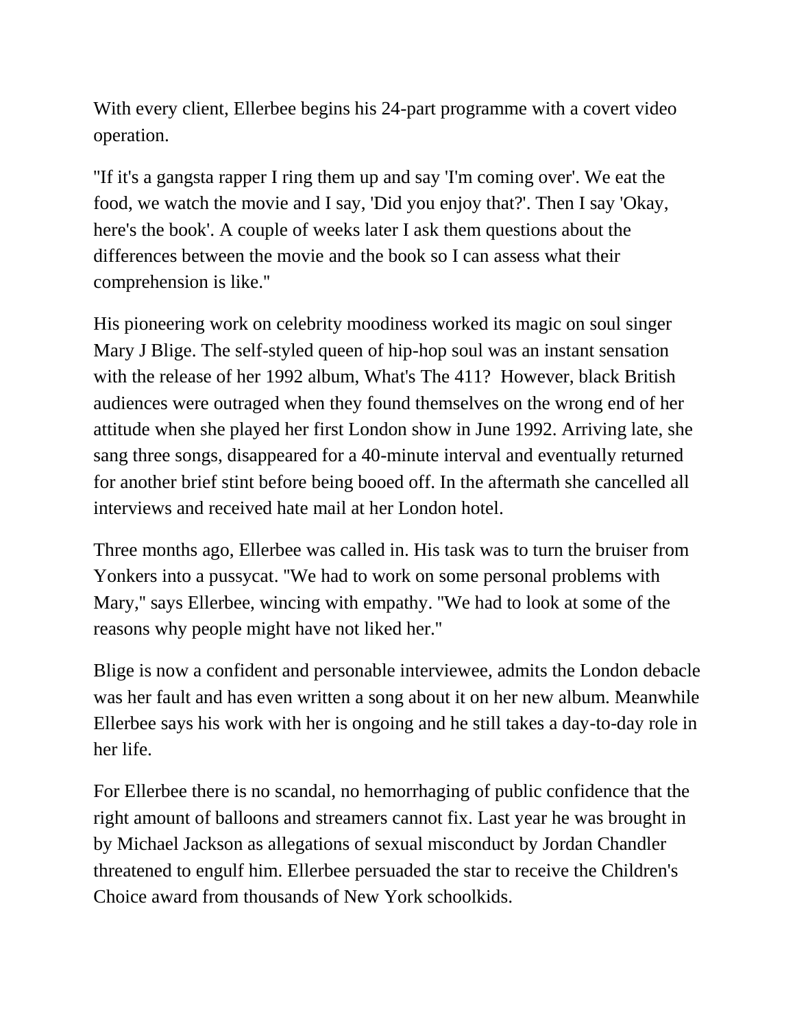With every client, Ellerbee begins his 24-part programme with a covert video operation.

"If it's a gangsta rapper I ring them up and say 'I'm coming over'. We eat the food, we watch the movie and I say, 'Did you enjoy that?'. Then I say 'Okay, here's the book'. A couple of weeks later I ask them questions about the differences between the movie and the book so I can assess what their comprehension is like."

His pioneering work on celebrity moodiness worked its magic on soul singer Mary J Blige. The self-styled queen of hip-hop soul was an instant sensation with the release of her 1992 album, What's The 411? However, black British audiences were outraged when they found themselves on the wrong end of her attitude when she played her first London show in June 1992. Arriving late, she sang three songs, disappeared for a 40-minute interval and eventually returned for another brief stint before being booed off. In the aftermath she cancelled all interviews and received hate mail at her London hotel.

Three months ago, Ellerbee was called in. His task was to turn the bruiser from Yonkers into a pussycat. "We had to work on some personal problems with Mary," says Ellerbee, wincing with empathy. "We had to look at some of the reasons why people might have not liked her."

Blige is now a confident and personable interviewee, admits the London debacle was her fault and has even written a song about it on her new album. Meanwhile Ellerbee says his work with her is ongoing and he still takes a day-to-day role in her life.

For Ellerbee there is no scandal, no hemorrhaging of public confidence that the right amount of balloons and streamers cannot fix. Last year he was brought in by Michael Jackson as allegations of sexual misconduct by Jordan Chandler threatened to engulf him. Ellerbee persuaded the star to receive the Children's Choice award from thousands of New York schoolkids.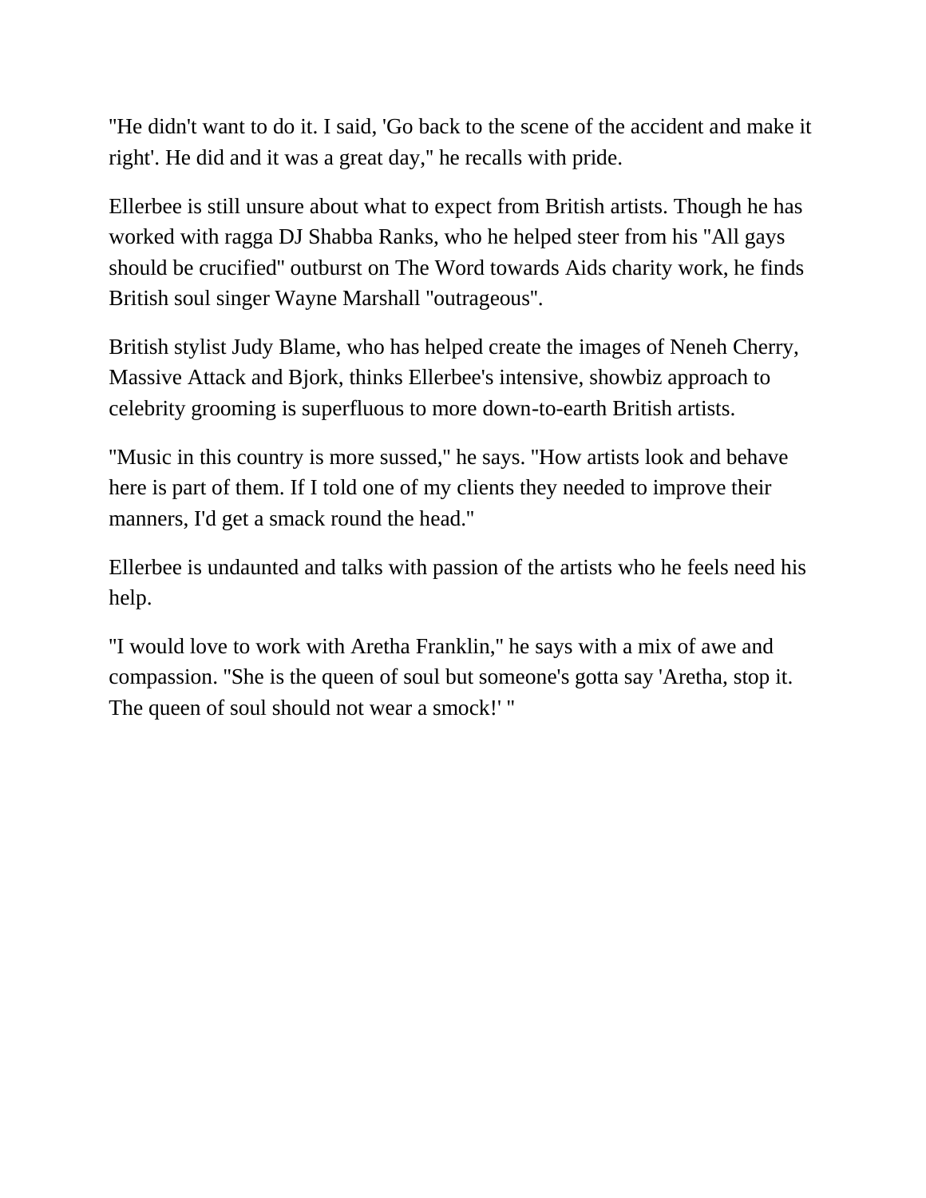"He didn't want to do it. I said, 'Go back to the scene of the accident and make it right'. He did and it was a great day," he recalls with pride.

Ellerbee is still unsure about what to expect from British artists. Though he has worked with ragga DJ Shabba Ranks, who he helped steer from his "All gays should be crucified" outburst on The Word towards Aids charity work, he finds British soul singer Wayne Marshall "outrageous".

British stylist Judy Blame, who has helped create the images of Neneh Cherry, Massive Attack and Bjork, thinks Ellerbee's intensive, showbiz approach to celebrity grooming is superfluous to more down-to-earth British artists.

"Music in this country is more sussed," he says. "How artists look and behave here is part of them. If I told one of my clients they needed to improve their manners, I'd get a smack round the head."

Ellerbee is undaunted and talks with passion of the artists who he feels need his help.

"I would love to work with Aretha Franklin," he says with a mix of awe and compassion. "She is the queen of soul but someone's gotta say 'Aretha, stop it. The queen of soul should not wear a smock!' "